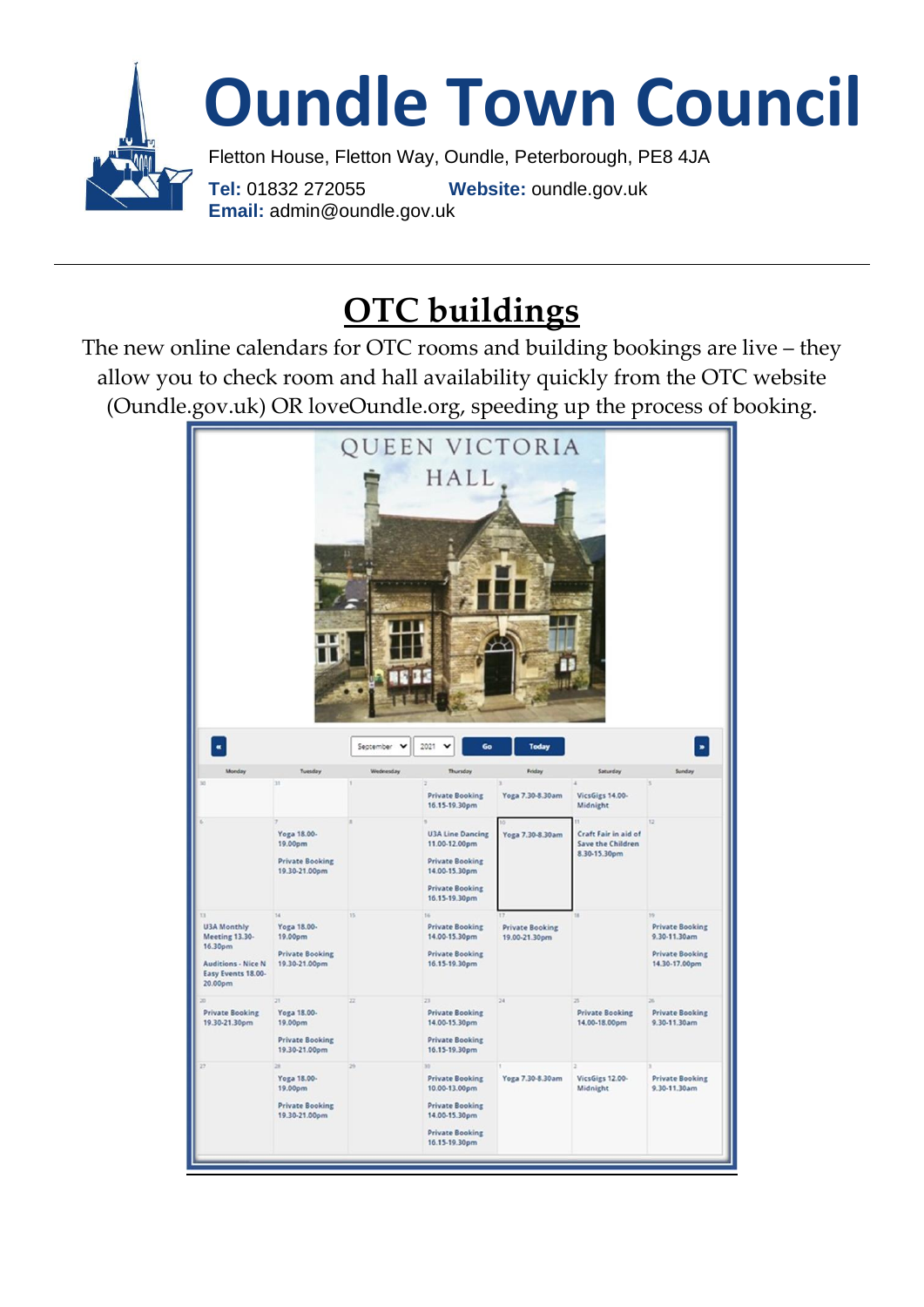# Oundle Town Council

Fletton House, Fletton Way, Oundle, Peterborough, PE8 4JA

**Tel:** 01832 272055 **Website:** oundle.gov.uk

**Email:** admin@oundle.gov.uk

## OTC buildings

The new online calendars for OTC rooms and building bookings are live – they allow you to check room and hall availability quickly from the OTC website (Oundle.gov.uk) OR loveOundle.org, speeding up the process of booking.

QUEEN VICTORIA HALL

| Monday | Tuesday | Wednesday | Thursday | Friday | Saturday | Sunday |
|---|---|---|---|---|---|---|
| 30 | 31 | 1 | 2 Private Booking 16.15-19.30pm | 3 Yoga 7.30-8.30am | 4 VicsGigs 14.00-Midnight | 5 |
| 6 | 7 Yoga 18.00-19.00pm; Private Booking 19.30-21.00pm | 8 | 9 U3A Line Dancing 11.00-12.00pm; Private Booking 14.00-15.30pm; Private Booking 16.15-19.30pm | 10 Yoga 7.30-8.30am | 11 Craft Fair in aid of Save the Children 8.30-15.30pm | 12 |
| 13 U3A Monthly Meeting 13.30-16.30pm; Auditions - Nice N Easy Events 18.00-20.00pm | 14 Yoga 18.00-19.00pm; Private Booking 19.30-21.00pm | 15 | 16 Private Booking 14.00-15.30pm; Private Booking 16.15-19.30pm | 17 Private Booking 19.00-21.30pm | 18 | 19 Private Booking 9.30-11.30am; Private Booking 14.30-17.00pm |
| 20 Private Booking 19.30-21.30pm | 21 Yoga 18.00-19.00pm; Private Booking 19.30-21.00pm | 22 | 23 Private Booking 14.00-15.30pm; Private Booking 16.15-19.30pm | 24 | 25 Private Booking 14.00-18.00pm | 26 Private Booking 9.30-11.30am |
| 27 | 28 Yoga 18.00-19.00pm; Private Booking 19.30-21.00pm | 29 | 30 Private Booking 10.00-13.00pm; Private Booking 14.00-15.30pm; Private Booking 16.15-19.30pm | 1 Yoga 7.30-8.30am | 2 VicsGigs 12.00-Midnight | 3 Private Booking 9.30-11.30am |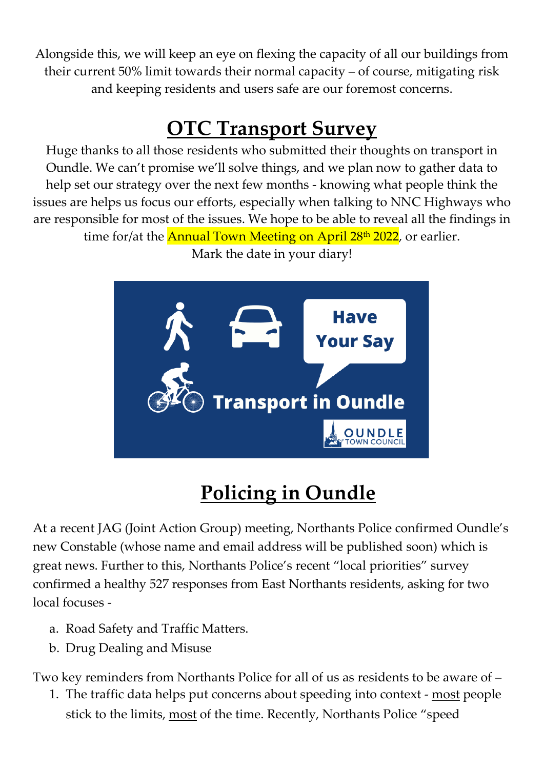Alongside this, we will keep an eye on flexing the capacity of all our buildings from their current 50% limit towards their normal capacity – of course, mitigating risk and keeping residents and users safe are our foremost concerns.

## OTC Transport Survey

Huge thanks to all those residents who submitted their thoughts on transport in Oundle. We can't promise we'll solve things, and we plan now to gather data to help set our strategy over the next few months - knowing what people think the issues are helps us focus our efforts, especially when talking to NNC Highways who are responsible for most of the issues. We hope to be able to reveal all the findings in time for/at the Annual Town Meeting on April 28th 2022, or earlier.

Mark the date in your diary!

## Policing in Oundle

At a recent JAG (Joint Action Group) meeting, Northants Police confirmed Oundle's new Constable (whose name and email address will be published soon) which is great news. Further to this, Northants Police's recent "local priorities" survey confirmed a healthy 527 responses from East Northants residents, asking for two local focuses -

a. Road Safety and Traffic Matters.
b. Drug Dealing and Misuse

Two key reminders from Northants Police for all of us as residents to be aware of –

1. The traffic data helps put concerns about speeding into context - most people stick to the limits, most of the time. Recently, Northants Police "speed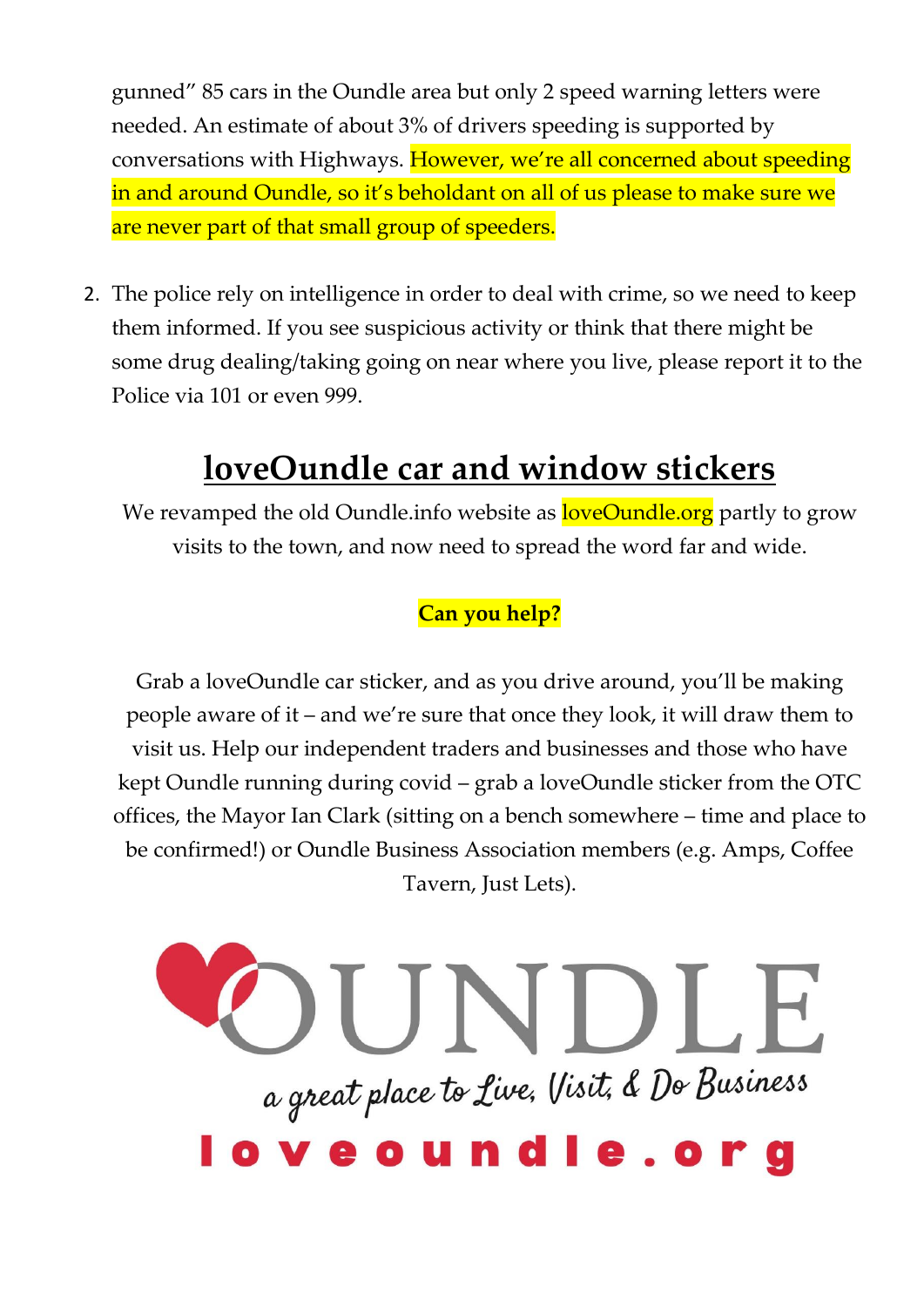gunned" 85 cars in the Oundle area but only 2 speed warning letters were needed. An estimate of about 3% of drivers speeding is supported by conversations with Highways. However, we're all concerned about speeding in and around Oundle, so it's beholdant on all of us please to make sure we are never part of that small group of speeders.

2. The police rely on intelligence in order to deal with crime, so we need to keep them informed. If you see suspicious activity or think that there might be some drug dealing/taking going on near where you live, please report it to the Police via 101 or even 999.

## loveOundle car and window stickers

We revamped the old Oundle.info website as loveOundle.org partly to grow visits to the town, and now need to spread the word far and wide.

**Can you help?**

Grab a loveOundle car sticker, and as you drive around, you'll be making people aware of it – and we're sure that once they look, it will draw them to visit us. Help our independent traders and businesses and those who have kept Oundle running during covid – grab a loveOundle sticker from the OTC offices, the Mayor Ian Clark (sitting on a bench somewhere – time and place to be confirmed!) or Oundle Business Association members (e.g. Amps, Coffee Tavern, Just Lets).

OUNDLE

a great place to Live, Visit, & Do Business

loveoundle.org